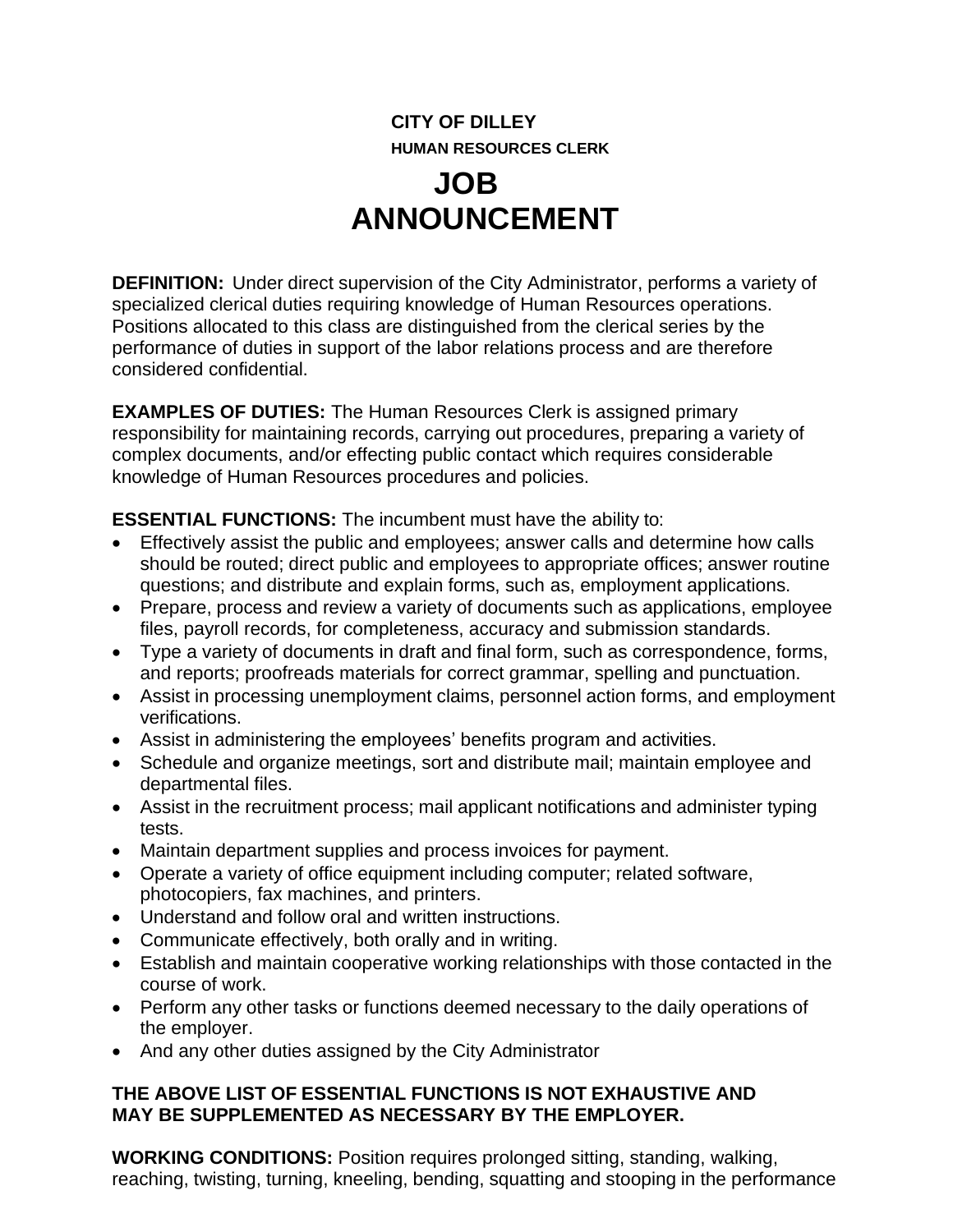# CITY OF DILLEY

## HUMAN RESOURCES CLERK

# JOB ANNOUNCEMENT

**DEFINITION:** Under direct supervision of the City Administrator, performs a variety of specialized clerical duties requiring knowledge of Human Resources operations. Positions allocated to this class are distinguished from the clerical series by the performance of duties in support of the labor relations process and are therefore considered confidential.

**EXAMPLES OF DUTIES:** The Human Resources Clerk is assigned primary responsibility for maintaining records, carrying out procedures, preparing a variety of complex documents, and/or effecting public contact which requires considerable knowledge of Human Resources procedures and policies.

**ESSENTIAL FUNCTIONS:** The incumbent must have the ability to:

- Effectively assist the public and employees; answer calls and determine how calls should be routed; direct public and employees to appropriate offices; answer routine questions; and distribute and explain forms, such as, employment applications.
- Prepare, process and review a variety of documents such as applications, employee files, payroll records, for completeness, accuracy and submission standards.
- Type a variety of documents in draft and final form, such as correspondence, forms, and reports; proofreads materials for correct grammar, spelling and punctuation.
- Assist in processing unemployment claims, personnel action forms, and employment verifications.
- Assist in administering the employees' benefits program and activities.
- Schedule and organize meetings, sort and distribute mail; maintain employee and departmental files.
- Assist in the recruitment process; mail applicant notifications and administer typing tests.
- Maintain department supplies and process invoices for payment.
- Operate a variety of office equipment including computer; related software, photocopiers, fax machines, and printers.
- Understand and follow oral and written instructions.
- Communicate effectively, both orally and in writing.
- Establish and maintain cooperative working relationships with those contacted in the course of work.
- Perform any other tasks or functions deemed necessary to the daily operations of the employer.
- And any other duties assigned by the City Administrator

**THE ABOVE LIST OF ESSENTIAL FUNCTIONS IS NOT EXHAUSTIVE AND MAY BE SUPPLEMENTED AS NECESSARY BY THE EMPLOYER.**

**WORKING CONDITIONS:** Position requires prolonged sitting, standing, walking, reaching, twisting, turning, kneeling, bending, squatting and stooping in the performance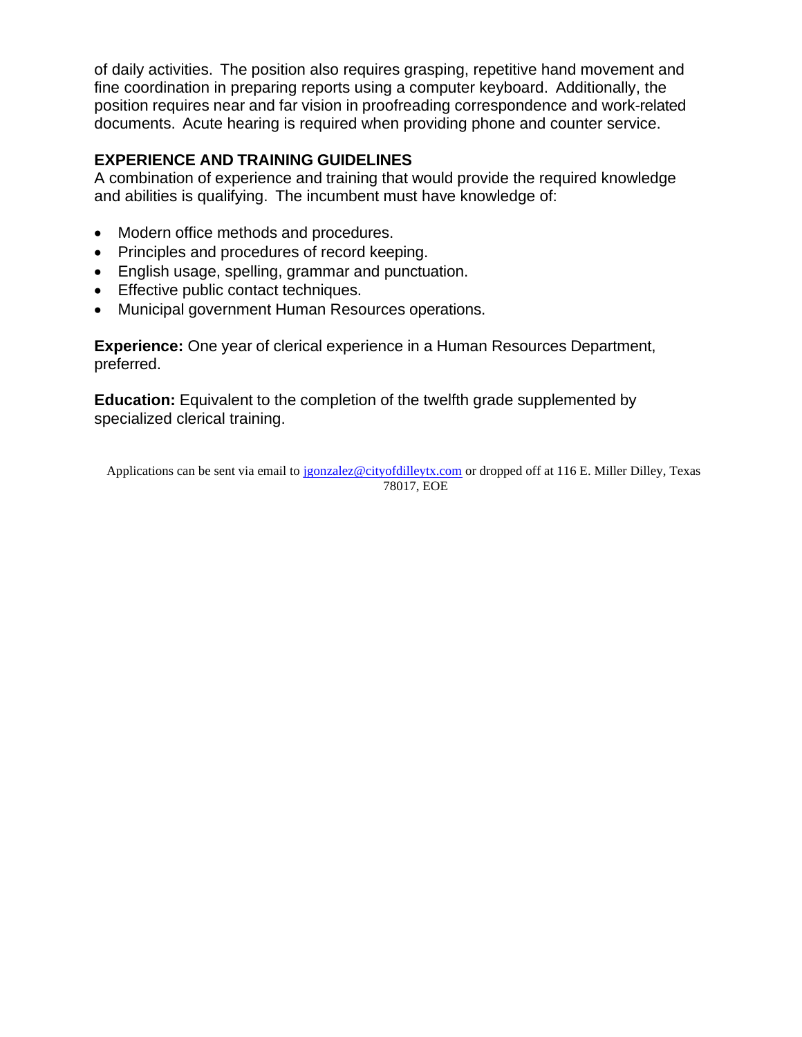of daily activities. The position also requires grasping, repetitive hand movement and fine coordination in preparing reports using a computer keyboard. Additionally, the position requires near and far vision in proofreading correspondence and work-related documents. Acute hearing is required when providing phone and counter service.

## EXPERIENCE AND TRAINING GUIDELINES

A combination of experience and training that would provide the required knowledge and abilities is qualifying. The incumbent must have knowledge of:

- Modern office methods and procedures.
- Principles and procedures of record keeping.
- English usage, spelling, grammar and punctuation.
- Effective public contact techniques.
- Municipal government Human Resources operations.

**Experience:** One year of clerical experience in a Human Resources Department, preferred.

**Education:** Equivalent to the completion of the twelfth grade supplemented by specialized clerical training.

Applications can be sent via email to jgonzalez@cityofdilleytx.com or dropped off at 116 E. Miller Dilley, Texas 78017, EOE